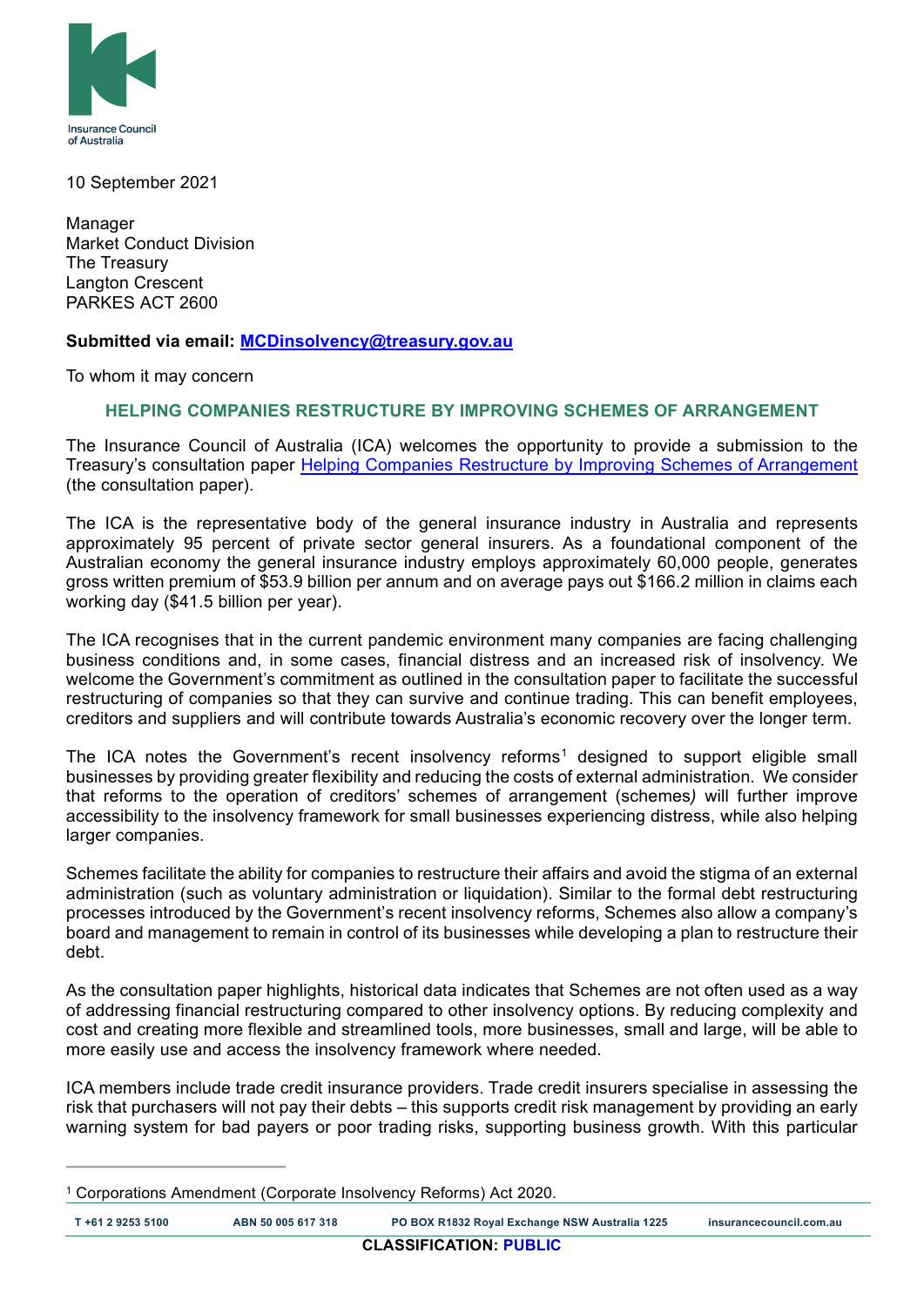10 September 2021

Manager
Market Conduct Division
The Treasury
Langton Crescent
PARKES ACT 2600

**Submitted via email: MCDinsolvency@treasury.gov.au**

To whom it may concern

## HELPING COMPANIES RESTRUCTURE BY IMPROVING SCHEMES OF ARRANGEMENT

The Insurance Council of Australia (ICA) welcomes the opportunity to provide a submission to the Treasury's consultation paper Helping Companies Restructure by Improving Schemes of Arrangement (the consultation paper).

The ICA is the representative body of the general insurance industry in Australia and represents approximately 95 percent of private sector general insurers. As a foundational component of the Australian economy the general insurance industry employs approximately 60,000 people, generates gross written premium of $53.9 billion per annum and on average pays out $166.2 million in claims each working day ($41.5 billion per year).

The ICA recognises that in the current pandemic environment many companies are facing challenging business conditions and, in some cases, financial distress and an increased risk of insolvency. We welcome the Government's commitment as outlined in the consultation paper to facilitate the successful restructuring of companies so that they can survive and continue trading. This can benefit employees, creditors and suppliers and will contribute towards Australia's economic recovery over the longer term.

The ICA notes the Government's recent insolvency reforms[1] designed to support eligible small businesses by providing greater flexibility and reducing the costs of external administration. We consider that reforms to the operation of creditors' schemes of arrangement (schemes*)* will further improve accessibility to the insolvency framework for small businesses experiencing distress, while also helping larger companies.

Schemes facilitate the ability for companies to restructure their affairs and avoid the stigma of an external administration (such as voluntary administration or liquidation). Similar to the formal debt restructuring processes introduced by the Government's recent insolvency reforms, Schemes also allow a company's board and management to remain in control of its businesses while developing a plan to restructure their debt.

As the consultation paper highlights, historical data indicates that Schemes are not often used as a way of addressing financial restructuring compared to other insolvency options. By reducing complexity and cost and creating more flexible and streamlined tools, more businesses, small and large, will be able to more easily use and access the insolvency framework where needed.

ICA members include trade credit insurance providers. Trade credit insurers specialise in assessing the risk that purchasers will not pay their debts – this supports credit risk management by providing an early warning system for bad payers or poor trading risks, supporting business growth. With this particular

[1] Corporations Amendment (Corporate Insolvency Reforms) Act 2020.

CLASSIFICATION: PUBLIC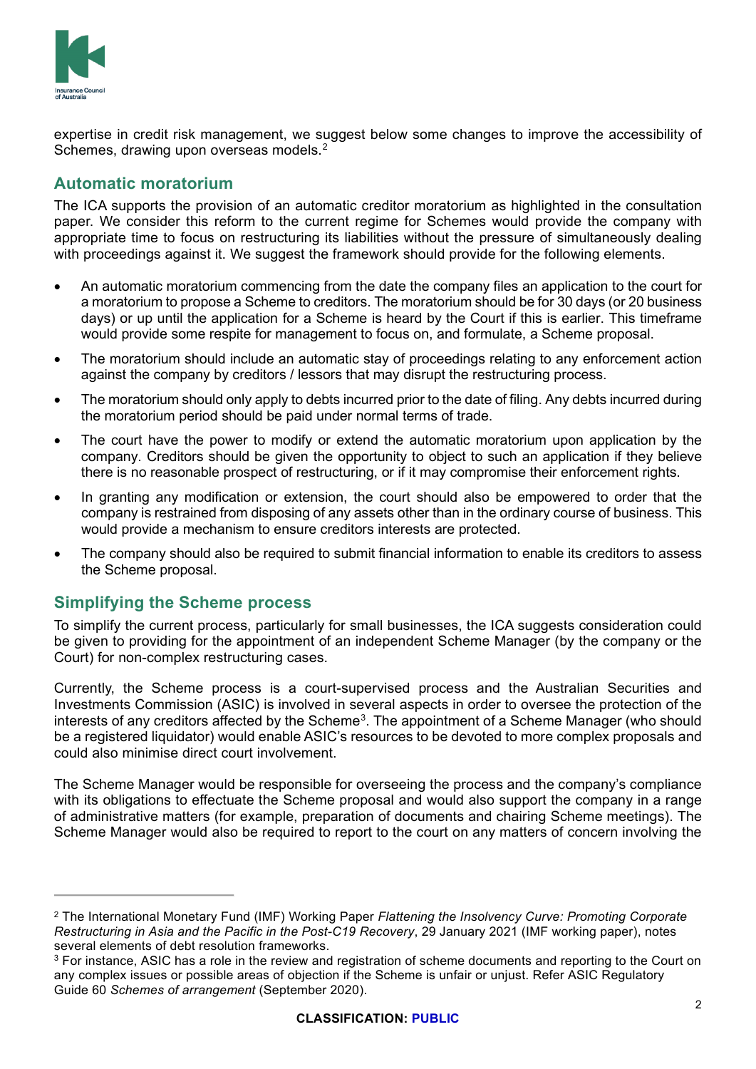expertise in credit risk management, we suggest below some changes to improve the accessibility of Schemes, drawing upon overseas models.[2]

## Automatic moratorium

The ICA supports the provision of an automatic creditor moratorium as highlighted in the consultation paper. We consider this reform to the current regime for Schemes would provide the company with appropriate time to focus on restructuring its liabilities without the pressure of simultaneously dealing with proceedings against it. We suggest the framework should provide for the following elements.

- An automatic moratorium commencing from the date the company files an application to the court for a moratorium to propose a Scheme to creditors. The moratorium should be for 30 days (or 20 business days) or up until the application for a Scheme is heard by the Court if this is earlier. This timeframe would provide some respite for management to focus on, and formulate, a Scheme proposal.
- The moratorium should include an automatic stay of proceedings relating to any enforcement action against the company by creditors / lessors that may disrupt the restructuring process.
- The moratorium should only apply to debts incurred prior to the date of filing. Any debts incurred during the moratorium period should be paid under normal terms of trade.
- The court have the power to modify or extend the automatic moratorium upon application by the company. Creditors should be given the opportunity to object to such an application if they believe there is no reasonable prospect of restructuring, or if it may compromise their enforcement rights.
- In granting any modification or extension, the court should also be empowered to order that the company is restrained from disposing of any assets other than in the ordinary course of business. This would provide a mechanism to ensure creditors interests are protected.
- The company should also be required to submit financial information to enable its creditors to assess the Scheme proposal.

## Simplifying the Scheme process

To simplify the current process, particularly for small businesses, the ICA suggests consideration could be given to providing for the appointment of an independent Scheme Manager (by the company or the Court) for non-complex restructuring cases.

Currently, the Scheme process is a court-supervised process and the Australian Securities and Investments Commission (ASIC) is involved in several aspects in order to oversee the protection of the interests of any creditors affected by the Scheme[3]. The appointment of a Scheme Manager (who should be a registered liquidator) would enable ASIC's resources to be devoted to more complex proposals and could also minimise direct court involvement.

The Scheme Manager would be responsible for overseeing the process and the company's compliance with its obligations to effectuate the Scheme proposal and would also support the company in a range of administrative matters (for example, preparation of documents and chairing Scheme meetings). The Scheme Manager would also be required to report to the court on any matters of concern involving the

---

[2] The International Monetary Fund (IMF) Working Paper *Flattening the Insolvency Curve: Promoting Corporate Restructuring in Asia and the Pacific in the Post-C19 Recovery*, 29 January 2021 (IMF working paper), notes several elements of debt resolution frameworks.

[3] For instance, ASIC has a role in the review and registration of scheme documents and reporting to the Court on any complex issues or possible areas of objection if the Scheme is unfair or unjust. Refer ASIC Regulatory Guide 60 *Schemes of arrangement* (September 2020).

**CLASSIFICATION: PUBLIC**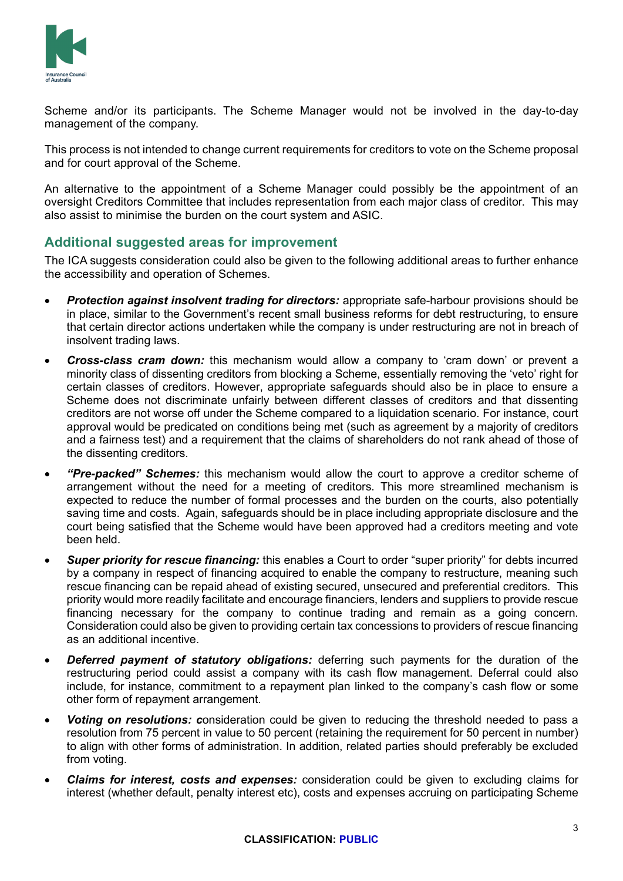Scheme and/or its participants. The Scheme Manager would not be involved in the day-to-day management of the company.

This process is not intended to change current requirements for creditors to vote on the Scheme proposal and for court approval of the Scheme.

An alternative to the appointment of a Scheme Manager could possibly be the appointment of an oversight Creditors Committee that includes representation from each major class of creditor. This may also assist to minimise the burden on the court system and ASIC.

## Additional suggested areas for improvement

The ICA suggests consideration could also be given to the following additional areas to further enhance the accessibility and operation of Schemes.

- ***Protection against insolvent trading for directors:*** appropriate safe-harbour provisions should be in place, similar to the Government's recent small business reforms for debt restructuring, to ensure that certain director actions undertaken while the company is under restructuring are not in breach of insolvent trading laws.
- ***Cross-class cram down:*** this mechanism would allow a company to 'cram down' or prevent a minority class of dissenting creditors from blocking a Scheme, essentially removing the 'veto' right for certain classes of creditors. However, appropriate safeguards should also be in place to ensure a Scheme does not discriminate unfairly between different classes of creditors and that dissenting creditors are not worse off under the Scheme compared to a liquidation scenario. For instance, court approval would be predicated on conditions being met (such as agreement by a majority of creditors and a fairness test) and a requirement that the claims of shareholders do not rank ahead of those of the dissenting creditors.
- ***"Pre-packed" Schemes:*** this mechanism would allow the court to approve a creditor scheme of arrangement without the need for a meeting of creditors. This more streamlined mechanism is expected to reduce the number of formal processes and the burden on the courts, also potentially saving time and costs. Again, safeguards should be in place including appropriate disclosure and the court being satisfied that the Scheme would have been approved had a creditors meeting and vote been held.
- ***Super priority for rescue financing:*** this enables a Court to order "super priority" for debts incurred by a company in respect of financing acquired to enable the company to restructure, meaning such rescue financing can be repaid ahead of existing secured, unsecured and preferential creditors. This priority would more readily facilitate and encourage financiers, lenders and suppliers to provide rescue financing necessary for the company to continue trading and remain as a going concern. Consideration could also be given to providing certain tax concessions to providers of rescue financing as an additional incentive.
- ***Deferred payment of statutory obligations:*** deferring such payments for the duration of the restructuring period could assist a company with its cash flow management. Deferral could also include, for instance, commitment to a repayment plan linked to the company's cash flow or some other form of repayment arrangement.
- ***Voting on resolutions: c***onsideration could be given to reducing the threshold needed to pass a resolution from 75 percent in value to 50 percent (retaining the requirement for 50 percent in number) to align with other forms of administration. In addition, related parties should preferably be excluded from voting.
- ***Claims for interest, costs and expenses:*** consideration could be given to excluding claims for interest (whether default, penalty interest etc), costs and expenses accruing on participating Scheme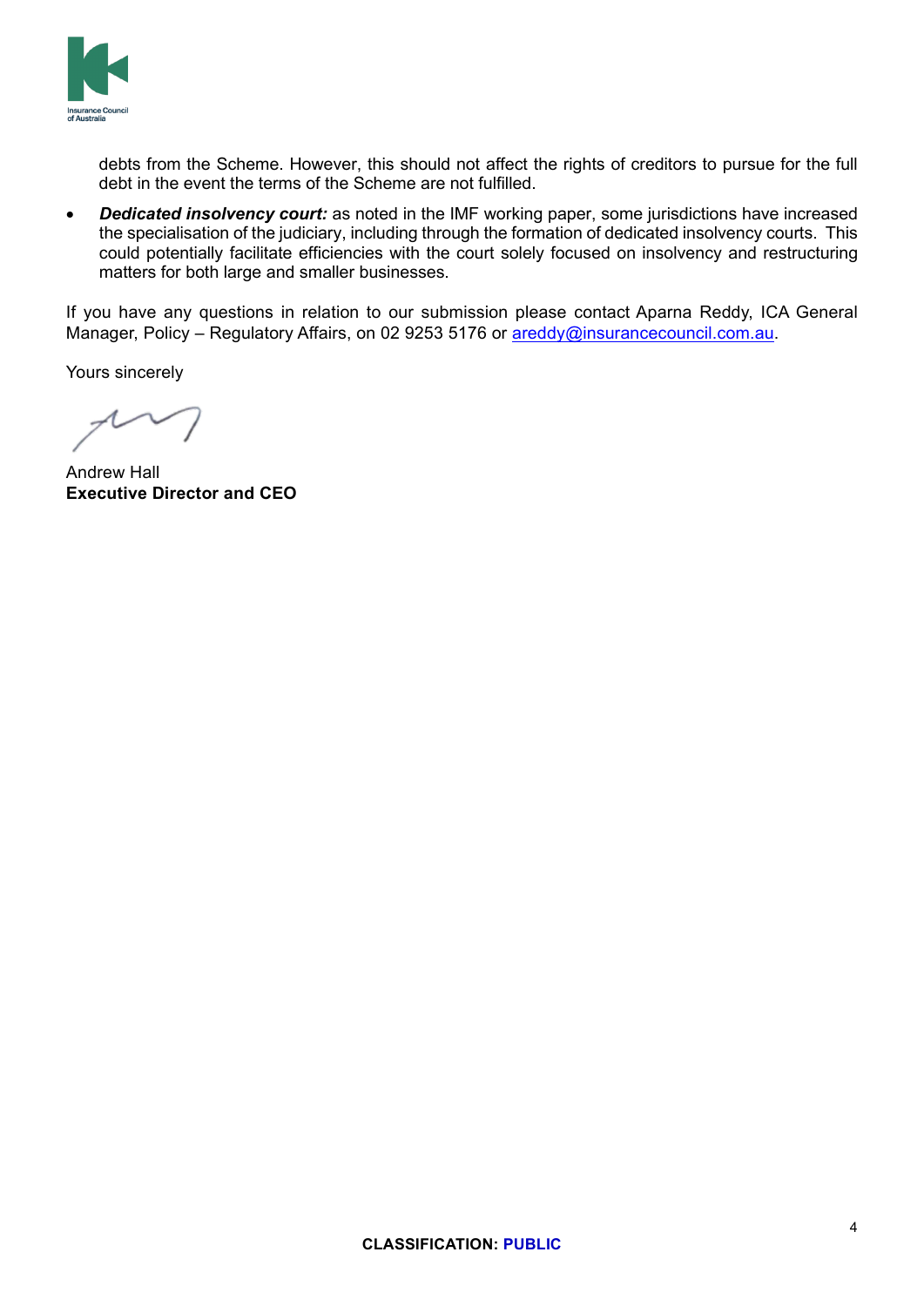debts from the Scheme. However, this should not affect the rights of creditors to pursue for the full debt in the event the terms of the Scheme are not fulfilled.

- ***Dedicated insolvency court:*** as noted in the IMF working paper, some jurisdictions have increased the specialisation of the judiciary, including through the formation of dedicated insolvency courts. This could potentially facilitate efficiencies with the court solely focused on insolvency and restructuring matters for both large and smaller businesses.

If you have any questions in relation to our submission please contact Aparna Reddy, ICA General Manager, Policy – Regulatory Affairs, on 02 9253 5176 or areddy@insurancecouncil.com.au.

Yours sincerely

Andrew Hall
**Executive Director and CEO**

**CLASSIFICATION: PUBLIC**